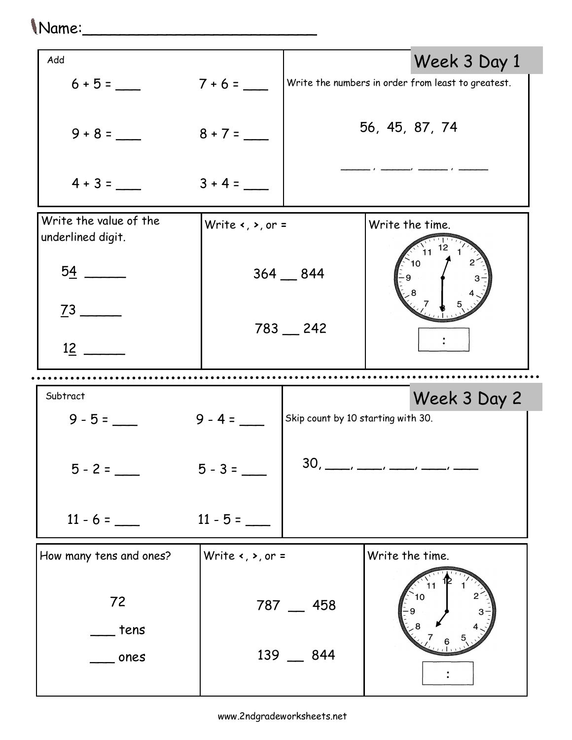Name:___________________________

## Week 3 Day 1

**Add**

6 + 5 = ___ 7 + 6 = ___

9 + 8 = ___ 8 + 7 = ___

4 + 3 = ___ 3 + 4 = ___

Write the numbers in order from least to greatest.

56, 45, 87, 74

_____ , _____, _____ , _____

Write the value of the underlined digit.

5<u>4</u> ______

<u>7</u>3 ______

1<u>2</u> ______

Write <, >, or =

364 __ 844

783 __ 242

Write the time.

[ : ]

---

## Week 3 Day 2

**Subtract**

9 - 5 = ___ 9 - 4 = ___

5 - 2 = ___ 5 - 3 = ___

11 - 6 = ___ 11 - 5 = ___

Skip count by 10 starting with 30.

30, ____, ____, ____, ____, ____

How many tens and ones?

72

____ tens

____ ones

Write <, >, or =

787 __ 458

139 __ 844

Write the time.

[ : ]

www.2ndgradeworksheets.net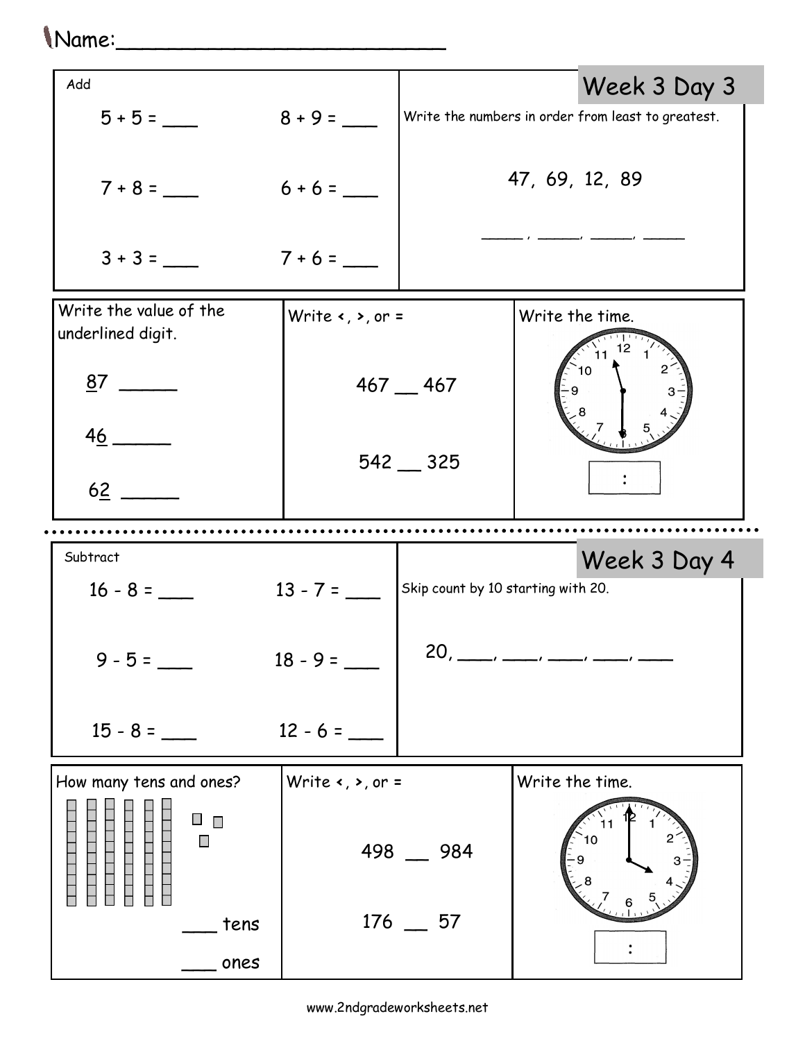Name:___________________________

## Week 3 Day 3

**Add**

$5 + 5 =$ ____ $8 + 9 =$ ____

$7 + 8 =$ ____ $6 + 6 =$ ____

$3 + 3 =$ ____ $7 + 6 =$ ____

Write the numbers in order from least to greatest.

47, 69, 12, 89

_____, _____, _____, _____

Write the value of the underlined digit.

<u>8</u>7 ______

4<u>6</u> ______

6<u>2</u> ______

Write <, >, or =

467 __ 467

542 __ 325

Write the time.

[ : ]

---

## Week 3 Day 4

**Subtract**

$16 - 8 =$ ____ $13 - 7 =$ ____

$9 - 5 =$ ____ $18 - 9 =$ ____

$15 - 8 =$ ____ $12 - 6 =$ ____

Skip count by 10 starting with 20.

20, ____, ____, ____, ____, ____

How many tens and ones?

____ tens

____ ones

Write <, >, or =

498 __ 984

176 __ 57

Write the time.

[ : ]

www.2ndgradeworksheets.net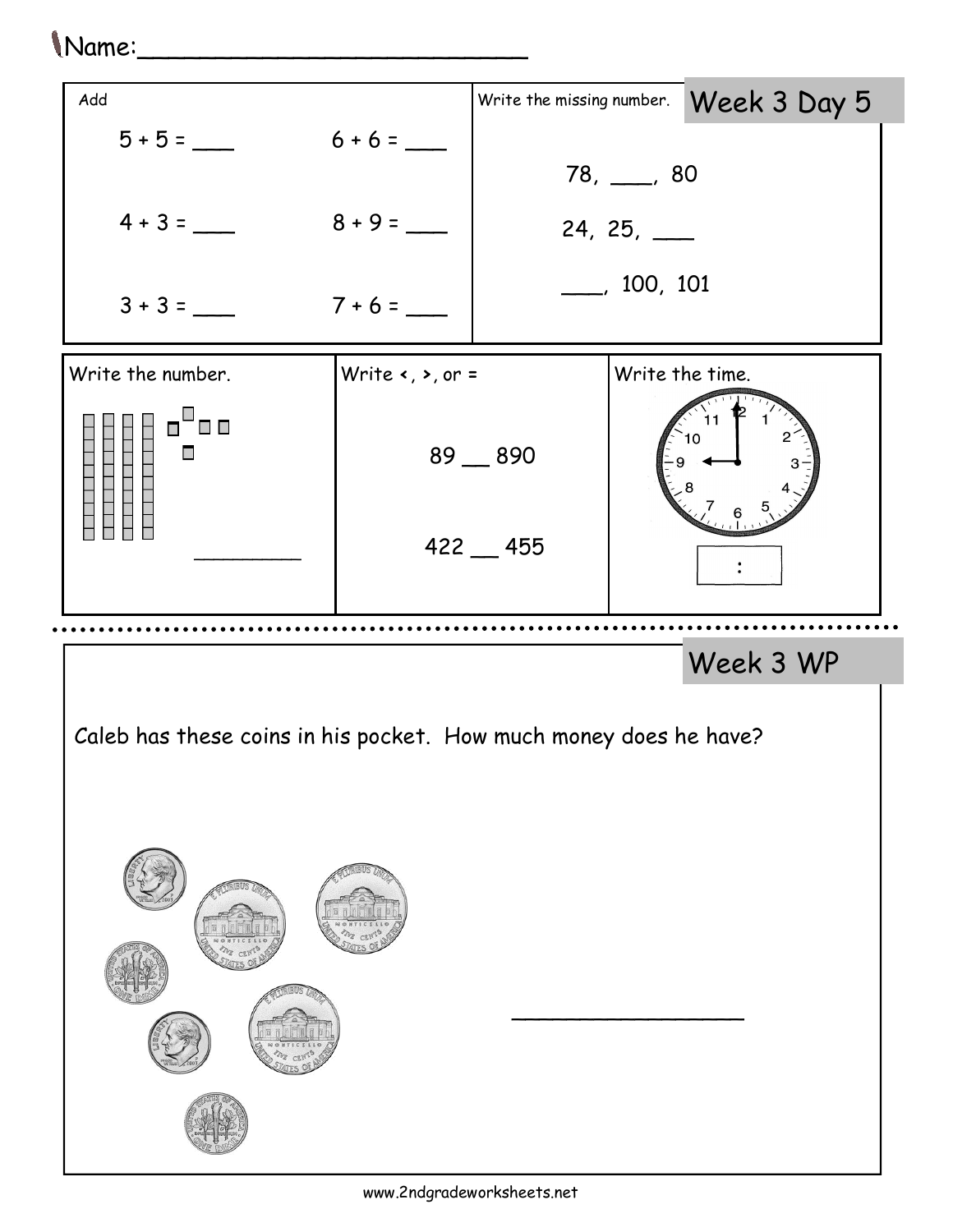Name:\_\_\_\_\_\_\_\_\_\_\_\_\_\_\_\_\_\_\_\_\_\_\_\_\_\_

## Week 3 Day 5

**Add**

5 + 5 = \_\_\_ 6 + 6 = \_\_\_

4 + 3 = \_\_\_ 8 + 9 = \_\_\_

3 + 3 = \_\_\_ 7 + 6 = \_\_\_

**Write the missing number.**

78, \_\_\_, 80

24, 25, \_\_\_

\_\_\_, 100, 101

**Write the number.**

\_\_\_\_\_\_\_\_\_

**Write <, >, or =**

89 \_\_ 890

422 \_\_ 455

**Write the time.**

12, 11, 1, 10, 2, 9, 3, 8, 4, 7, 6, 5

:

## Week 3 WP

Caleb has these coins in his pocket. How much money does he have?

\_\_\_\_\_\_\_\_\_\_\_\_\_\_\_\_\_\_

www.2ndgradeworksheets.net